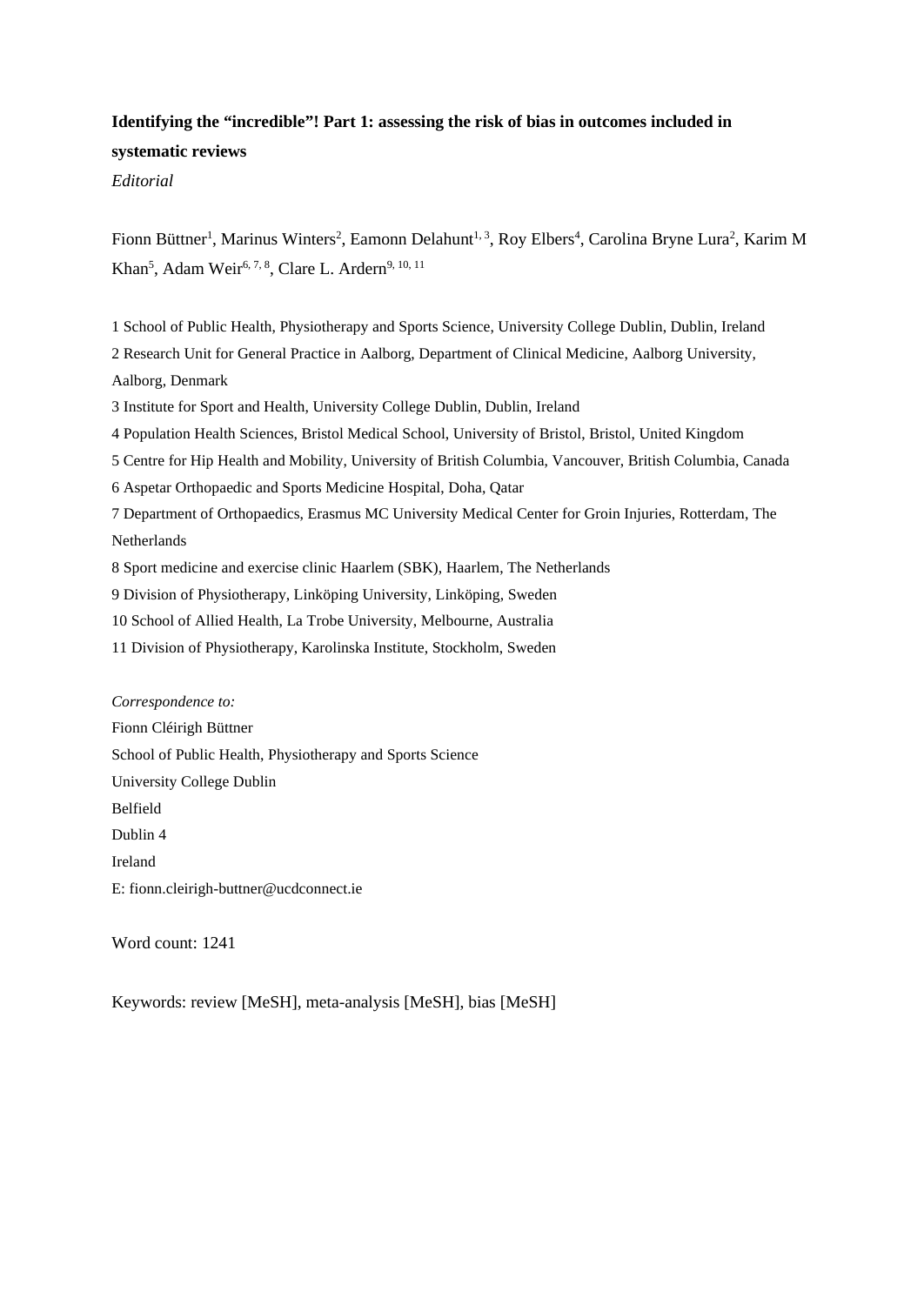# Identifying the "incredible"! Part 1: assessing the risk of bias in outcomes included in systematic reviews

*Editorial*

Fionn Büttner[1], Marinus Winters[2], Eamonn Delahunt[1, 3], Roy Elbers[4], Carolina Bryne Lura[2], Karim M Khan[5], Adam Weir[6, 7, 8], Clare L. Ardern[9, 10, 11]

1 School of Public Health, Physiotherapy and Sports Science, University College Dublin, Dublin, Ireland

2 Research Unit for General Practice in Aalborg, Department of Clinical Medicine, Aalborg University, Aalborg, Denmark

3 Institute for Sport and Health, University College Dublin, Dublin, Ireland

4 Population Health Sciences, Bristol Medical School, University of Bristol, Bristol, United Kingdom

5 Centre for Hip Health and Mobility, University of British Columbia, Vancouver, British Columbia, Canada

6 Aspetar Orthopaedic and Sports Medicine Hospital, Doha, Qatar

7 Department of Orthopaedics, Erasmus MC University Medical Center for Groin Injuries, Rotterdam, The Netherlands

8 Sport medicine and exercise clinic Haarlem (SBK), Haarlem, The Netherlands

9 Division of Physiotherapy, Linköping University, Linköping, Sweden

10 School of Allied Health, La Trobe University, Melbourne, Australia

11 Division of Physiotherapy, Karolinska Institute, Stockholm, Sweden

*Correspondence to:*

Fionn Cléirigh Büttner
School of Public Health, Physiotherapy and Sports Science
University College Dublin
Belfield
Dublin 4
Ireland
E: fionn.cleirigh-buttner@ucdconnect.ie

Word count: 1241

Keywords: review [MeSH], meta-analysis [MeSH], bias [MeSH]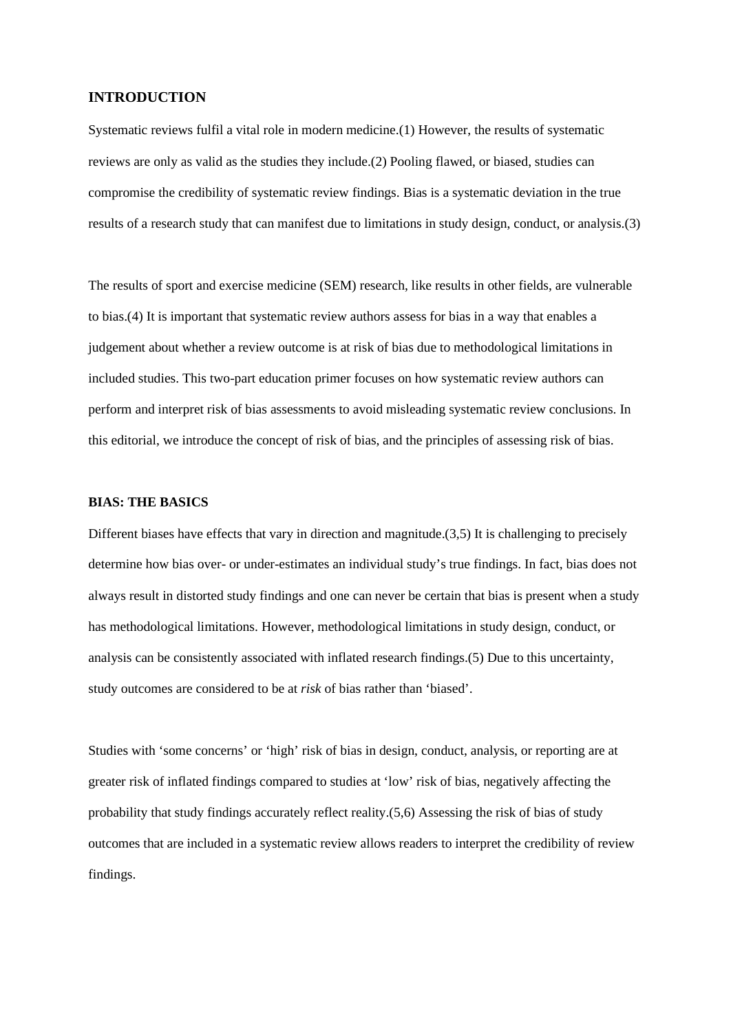## INTRODUCTION

Systematic reviews fulfil a vital role in modern medicine.(1) However, the results of systematic reviews are only as valid as the studies they include.(2) Pooling flawed, or biased, studies can compromise the credibility of systematic review findings. Bias is a systematic deviation in the true results of a research study that can manifest due to limitations in study design, conduct, or analysis.(3)

The results of sport and exercise medicine (SEM) research, like results in other fields, are vulnerable to bias.(4) It is important that systematic review authors assess for bias in a way that enables a judgement about whether a review outcome is at risk of bias due to methodological limitations in included studies. This two-part education primer focuses on how systematic review authors can perform and interpret risk of bias assessments to avoid misleading systematic review conclusions. In this editorial, we introduce the concept of risk of bias, and the principles of assessing risk of bias.

## BIAS: THE BASICS

Different biases have effects that vary in direction and magnitude.(3,5) It is challenging to precisely determine how bias over- or under-estimates an individual study's true findings. In fact, bias does not always result in distorted study findings and one can never be certain that bias is present when a study has methodological limitations. However, methodological limitations in study design, conduct, or analysis can be consistently associated with inflated research findings.(5) Due to this uncertainty, study outcomes are considered to be at *risk* of bias rather than 'biased'.

Studies with 'some concerns' or 'high' risk of bias in design, conduct, analysis, or reporting are at greater risk of inflated findings compared to studies at 'low' risk of bias, negatively affecting the probability that study findings accurately reflect reality.(5,6) Assessing the risk of bias of study outcomes that are included in a systematic review allows readers to interpret the credibility of review findings.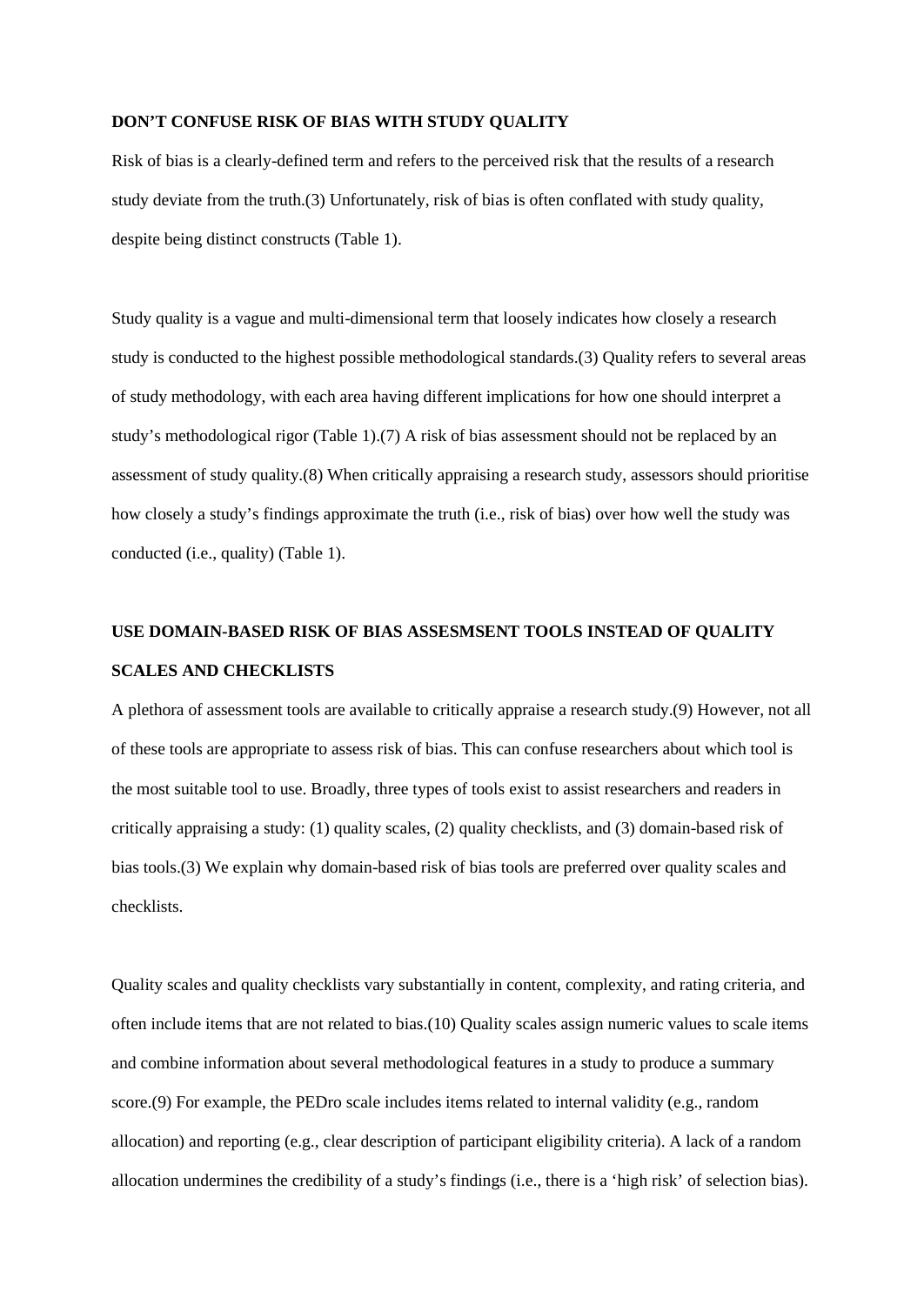## DON'T CONFUSE RISK OF BIAS WITH STUDY QUALITY

Risk of bias is a clearly-defined term and refers to the perceived risk that the results of a research study deviate from the truth.(3) Unfortunately, risk of bias is often conflated with study quality, despite being distinct constructs (Table 1).

Study quality is a vague and multi-dimensional term that loosely indicates how closely a research study is conducted to the highest possible methodological standards.(3) Quality refers to several areas of study methodology, with each area having different implications for how one should interpret a study's methodological rigor (Table 1).(7) A risk of bias assessment should not be replaced by an assessment of study quality.(8) When critically appraising a research study, assessors should prioritise how closely a study's findings approximate the truth (i.e., risk of bias) over how well the study was conducted (i.e., quality) (Table 1).

## USE DOMAIN-BASED RISK OF BIAS ASSESMSENT TOOLS INSTEAD OF QUALITY SCALES AND CHECKLISTS

A plethora of assessment tools are available to critically appraise a research study.(9) However, not all of these tools are appropriate to assess risk of bias. This can confuse researchers about which tool is the most suitable tool to use. Broadly, three types of tools exist to assist researchers and readers in critically appraising a study: (1) quality scales, (2) quality checklists, and (3) domain-based risk of bias tools.(3) We explain why domain-based risk of bias tools are preferred over quality scales and checklists.

Quality scales and quality checklists vary substantially in content, complexity, and rating criteria, and often include items that are not related to bias.(10) Quality scales assign numeric values to scale items and combine information about several methodological features in a study to produce a summary score.(9) For example, the PEDro scale includes items related to internal validity (e.g., random allocation) and reporting (e.g., clear description of participant eligibility criteria). A lack of a random allocation undermines the credibility of a study's findings (i.e., there is a 'high risk' of selection bias).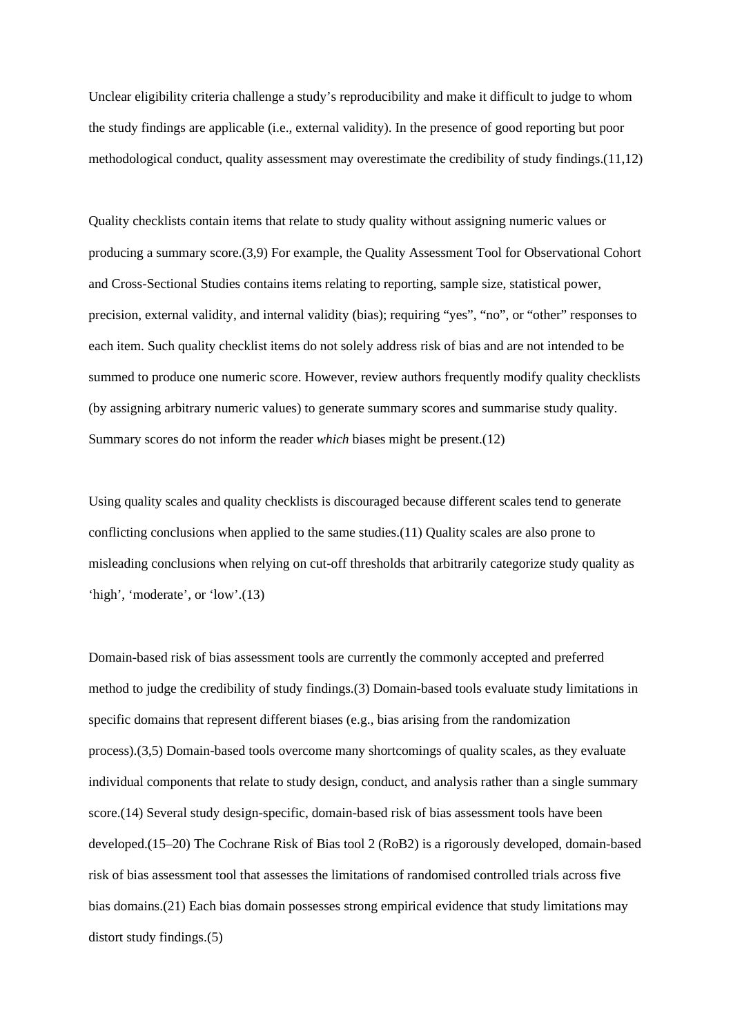Unclear eligibility criteria challenge a study's reproducibility and make it difficult to judge to whom the study findings are applicable (i.e., external validity). In the presence of good reporting but poor methodological conduct, quality assessment may overestimate the credibility of study findings.(11,12)

Quality checklists contain items that relate to study quality without assigning numeric values or producing a summary score.(3,9) For example, the Quality Assessment Tool for Observational Cohort and Cross-Sectional Studies contains items relating to reporting, sample size, statistical power, precision, external validity, and internal validity (bias); requiring "yes", "no", or "other" responses to each item. Such quality checklist items do not solely address risk of bias and are not intended to be summed to produce one numeric score. However, review authors frequently modify quality checklists (by assigning arbitrary numeric values) to generate summary scores and summarise study quality. Summary scores do not inform the reader *which* biases might be present.(12)

Using quality scales and quality checklists is discouraged because different scales tend to generate conflicting conclusions when applied to the same studies.(11) Quality scales are also prone to misleading conclusions when relying on cut-off thresholds that arbitrarily categorize study quality as 'high', 'moderate', or 'low'.(13)

Domain-based risk of bias assessment tools are currently the commonly accepted and preferred method to judge the credibility of study findings.(3) Domain-based tools evaluate study limitations in specific domains that represent different biases (e.g., bias arising from the randomization process).(3,5) Domain-based tools overcome many shortcomings of quality scales, as they evaluate individual components that relate to study design, conduct, and analysis rather than a single summary score.(14) Several study design-specific, domain-based risk of bias assessment tools have been developed.(15–20) The Cochrane Risk of Bias tool 2 (RoB2) is a rigorously developed, domain-based risk of bias assessment tool that assesses the limitations of randomised controlled trials across five bias domains.(21) Each bias domain possesses strong empirical evidence that study limitations may distort study findings.(5)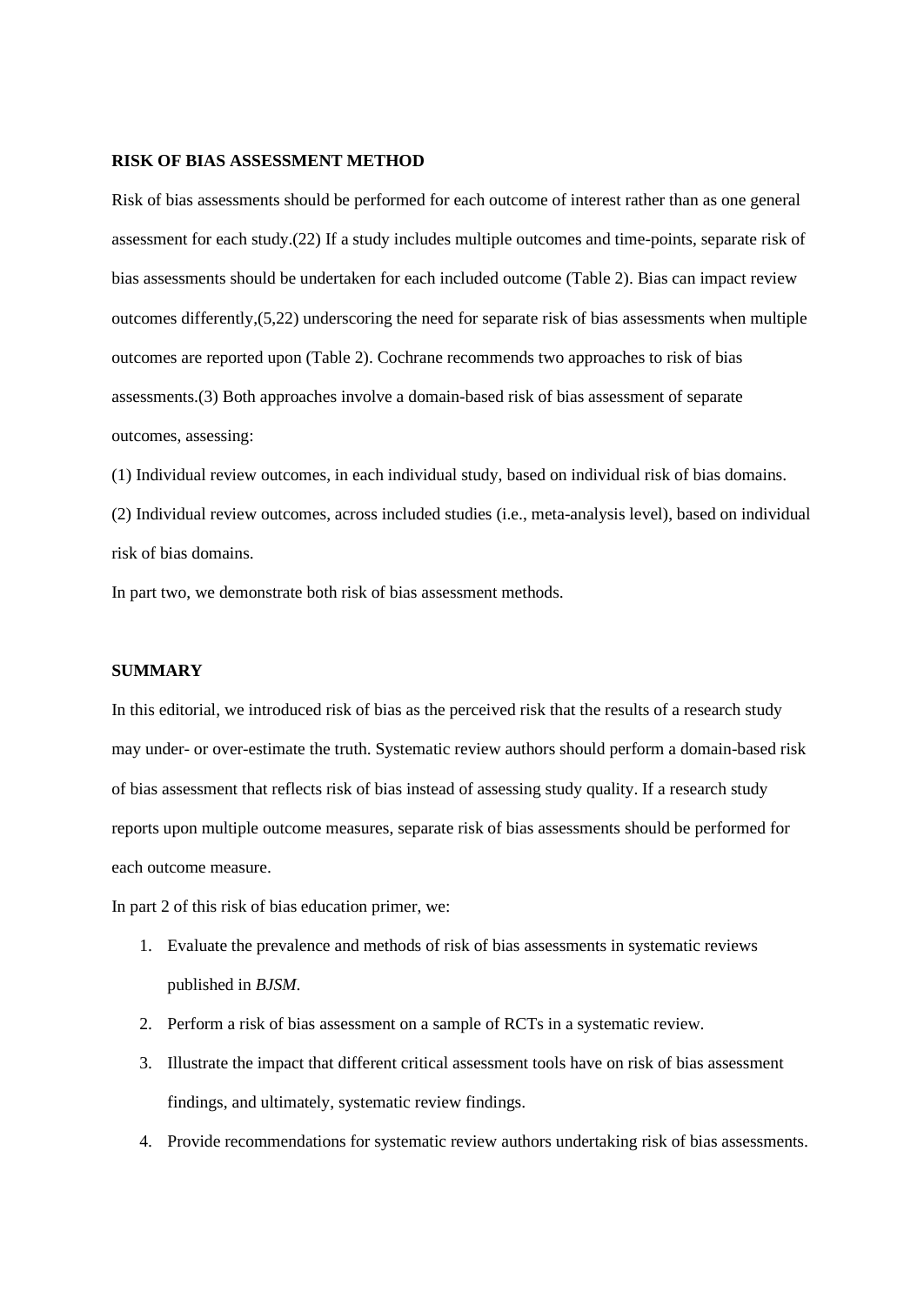## RISK OF BIAS ASSESSMENT METHOD

Risk of bias assessments should be performed for each outcome of interest rather than as one general assessment for each study.(22) If a study includes multiple outcomes and time-points, separate risk of bias assessments should be undertaken for each included outcome (Table 2). Bias can impact review outcomes differently,(5,22) underscoring the need for separate risk of bias assessments when multiple outcomes are reported upon (Table 2). Cochrane recommends two approaches to risk of bias assessments.(3) Both approaches involve a domain-based risk of bias assessment of separate outcomes, assessing:

(1) Individual review outcomes, in each individual study, based on individual risk of bias domains.

(2) Individual review outcomes, across included studies (i.e., meta-analysis level), based on individual risk of bias domains.

In part two, we demonstrate both risk of bias assessment methods.

## SUMMARY

In this editorial, we introduced risk of bias as the perceived risk that the results of a research study may under- or over-estimate the truth. Systematic review authors should perform a domain-based risk of bias assessment that reflects risk of bias instead of assessing study quality. If a research study reports upon multiple outcome measures, separate risk of bias assessments should be performed for each outcome measure.

In part 2 of this risk of bias education primer, we:

1. Evaluate the prevalence and methods of risk of bias assessments in systematic reviews published in *BJSM*.
2. Perform a risk of bias assessment on a sample of RCTs in a systematic review.
3. Illustrate the impact that different critical assessment tools have on risk of bias assessment findings, and ultimately, systematic review findings.
4. Provide recommendations for systematic review authors undertaking risk of bias assessments.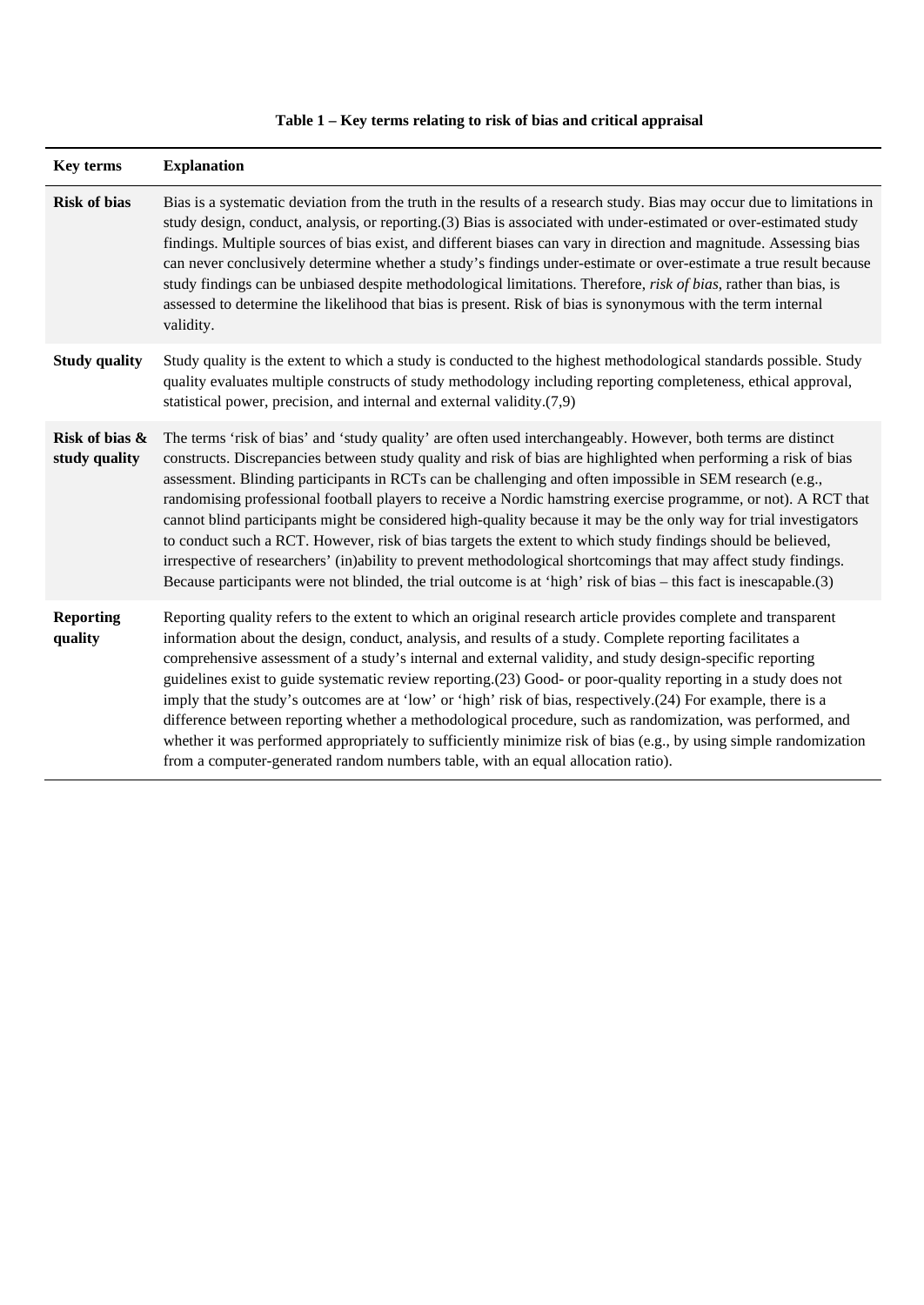**Table 1 – Key terms relating to risk of bias and critical appraisal**

| Key terms | Explanation |
| --- | --- |
| **Risk of bias** | Bias is a systematic deviation from the truth in the results of a research study. Bias may occur due to limitations in study design, conduct, analysis, or reporting.(3) Bias is associated with under-estimated or over-estimated study findings. Multiple sources of bias exist, and different biases can vary in direction and magnitude. Assessing bias can never conclusively determine whether a study's findings under-estimate or over-estimate a true result because study findings can be unbiased despite methodological limitations. Therefore, *risk of bias*, rather than bias, is assessed to determine the likelihood that bias is present. Risk of bias is synonymous with the term internal validity. |
| **Study quality** | Study quality is the extent to which a study is conducted to the highest methodological standards possible. Study quality evaluates multiple constructs of study methodology including reporting completeness, ethical approval, statistical power, precision, and internal and external validity.(7,9) |
| **Risk of bias & study quality** | The terms 'risk of bias' and 'study quality' are often used interchangeably. However, both terms are distinct constructs. Discrepancies between study quality and risk of bias are highlighted when performing a risk of bias assessment. Blinding participants in RCTs can be challenging and often impossible in SEM research (e.g., randomising professional football players to receive a Nordic hamstring exercise programme, or not). A RCT that cannot blind participants might be considered high-quality because it may be the only way for trial investigators to conduct such a RCT. However, risk of bias targets the extent to which study findings should be believed, irrespective of researchers' (in)ability to prevent methodological shortcomings that may affect study findings. Because participants were not blinded, the trial outcome is at 'high' risk of bias – this fact is inescapable.(3) |
| **Reporting quality** | Reporting quality refers to the extent to which an original research article provides complete and transparent information about the design, conduct, analysis, and results of a study. Complete reporting facilitates a comprehensive assessment of a study's internal and external validity, and study design-specific reporting guidelines exist to guide systematic review reporting.(23) Good- or poor-quality reporting in a study does not imply that the study's outcomes are at 'low' or 'high' risk of bias, respectively.(24) For example, there is a difference between reporting whether a methodological procedure, such as randomization, was performed, and whether it was performed appropriately to sufficiently minimize risk of bias (e.g., by using simple randomization from a computer-generated random numbers table, with an equal allocation ratio). |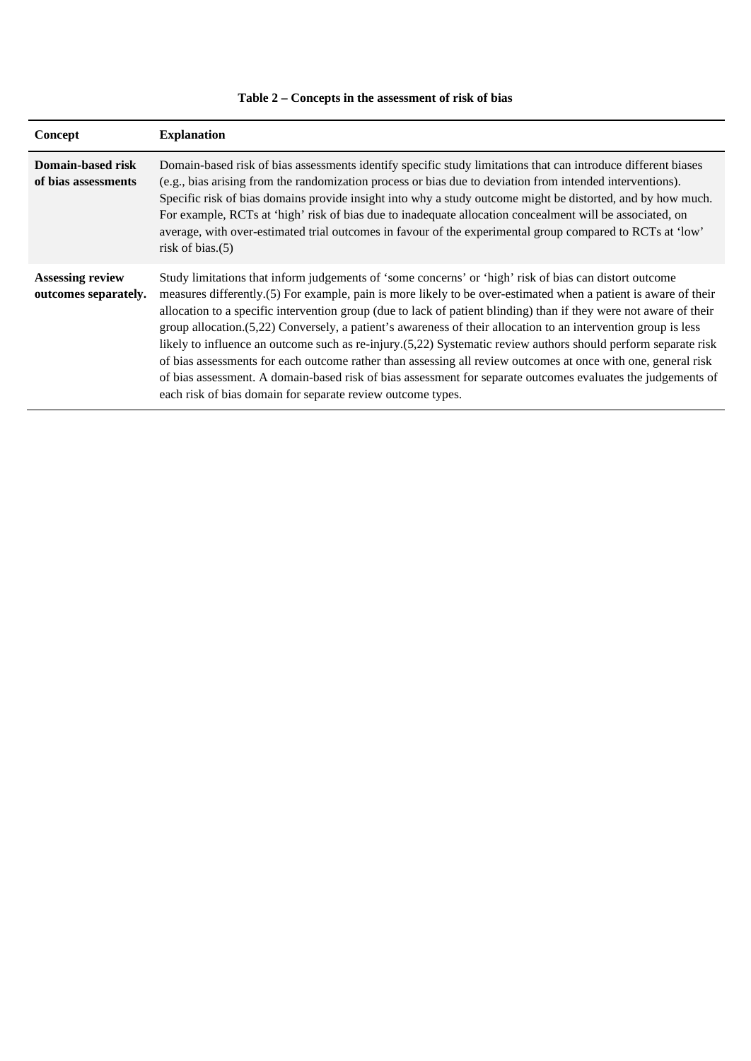**Table 2 – Concepts in the assessment of risk of bias**

| Concept | Explanation |
| --- | --- |
| **Domain-based risk of bias assessments** | Domain-based risk of bias assessments identify specific study limitations that can introduce different biases (e.g., bias arising from the randomization process or bias due to deviation from intended interventions). Specific risk of bias domains provide insight into why a study outcome might be distorted, and by how much. For example, RCTs at 'high' risk of bias due to inadequate allocation concealment will be associated, on average, with over-estimated trial outcomes in favour of the experimental group compared to RCTs at 'low' risk of bias.(5) |
| **Assessing review outcomes separately.** | Study limitations that inform judgements of 'some concerns' or 'high' risk of bias can distort outcome measures differently.(5) For example, pain is more likely to be over-estimated when a patient is aware of their allocation to a specific intervention group (due to lack of patient blinding) than if they were not aware of their group allocation.(5,22) Conversely, a patient's awareness of their allocation to an intervention group is less likely to influence an outcome such as re-injury.(5,22) Systematic review authors should perform separate risk of bias assessments for each outcome rather than assessing all review outcomes at once with one, general risk of bias assessment. A domain-based risk of bias assessment for separate outcomes evaluates the judgements of each risk of bias domain for separate review outcome types. |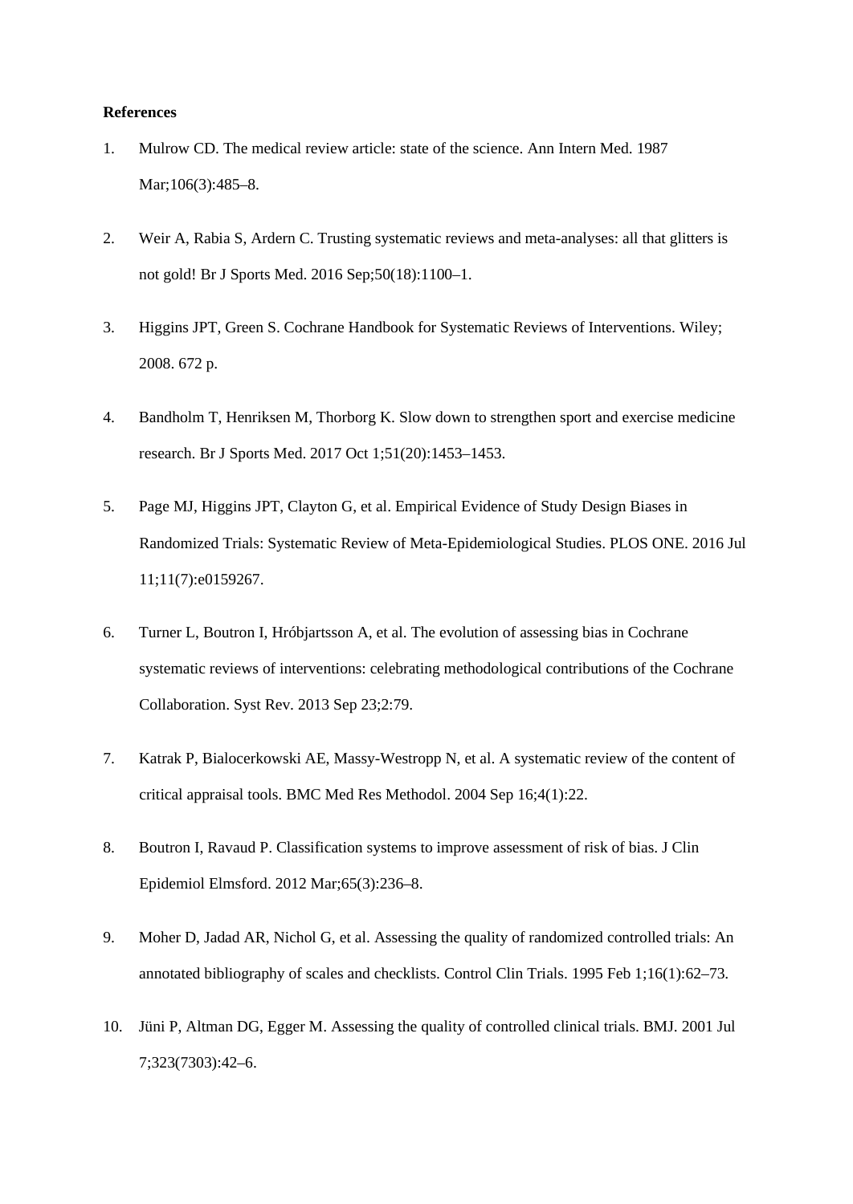**References**

1. Mulrow CD. The medical review article: state of the science. Ann Intern Med. 1987 Mar;106(3):485–8.

2. Weir A, Rabia S, Ardern C. Trusting systematic reviews and meta-analyses: all that glitters is not gold! Br J Sports Med. 2016 Sep;50(18):1100–1.

3. Higgins JPT, Green S. Cochrane Handbook for Systematic Reviews of Interventions. Wiley; 2008. 672 p.

4. Bandholm T, Henriksen M, Thorborg K. Slow down to strengthen sport and exercise medicine research. Br J Sports Med. 2017 Oct 1;51(20):1453–1453.

5. Page MJ, Higgins JPT, Clayton G, et al. Empirical Evidence of Study Design Biases in Randomized Trials: Systematic Review of Meta-Epidemiological Studies. PLOS ONE. 2016 Jul 11;11(7):e0159267.

6. Turner L, Boutron I, Hróbjartsson A, et al. The evolution of assessing bias in Cochrane systematic reviews of interventions: celebrating methodological contributions of the Cochrane Collaboration. Syst Rev. 2013 Sep 23;2:79.

7. Katrak P, Bialocerkowski AE, Massy-Westropp N, et al. A systematic review of the content of critical appraisal tools. BMC Med Res Methodol. 2004 Sep 16;4(1):22.

8. Boutron I, Ravaud P. Classification systems to improve assessment of risk of bias. J Clin Epidemiol Elmsford. 2012 Mar;65(3):236–8.

9. Moher D, Jadad AR, Nichol G, et al. Assessing the quality of randomized controlled trials: An annotated bibliography of scales and checklists. Control Clin Trials. 1995 Feb 1;16(1):62–73.

10. Jüni P, Altman DG, Egger M. Assessing the quality of controlled clinical trials. BMJ. 2001 Jul 7;323(7303):42–6.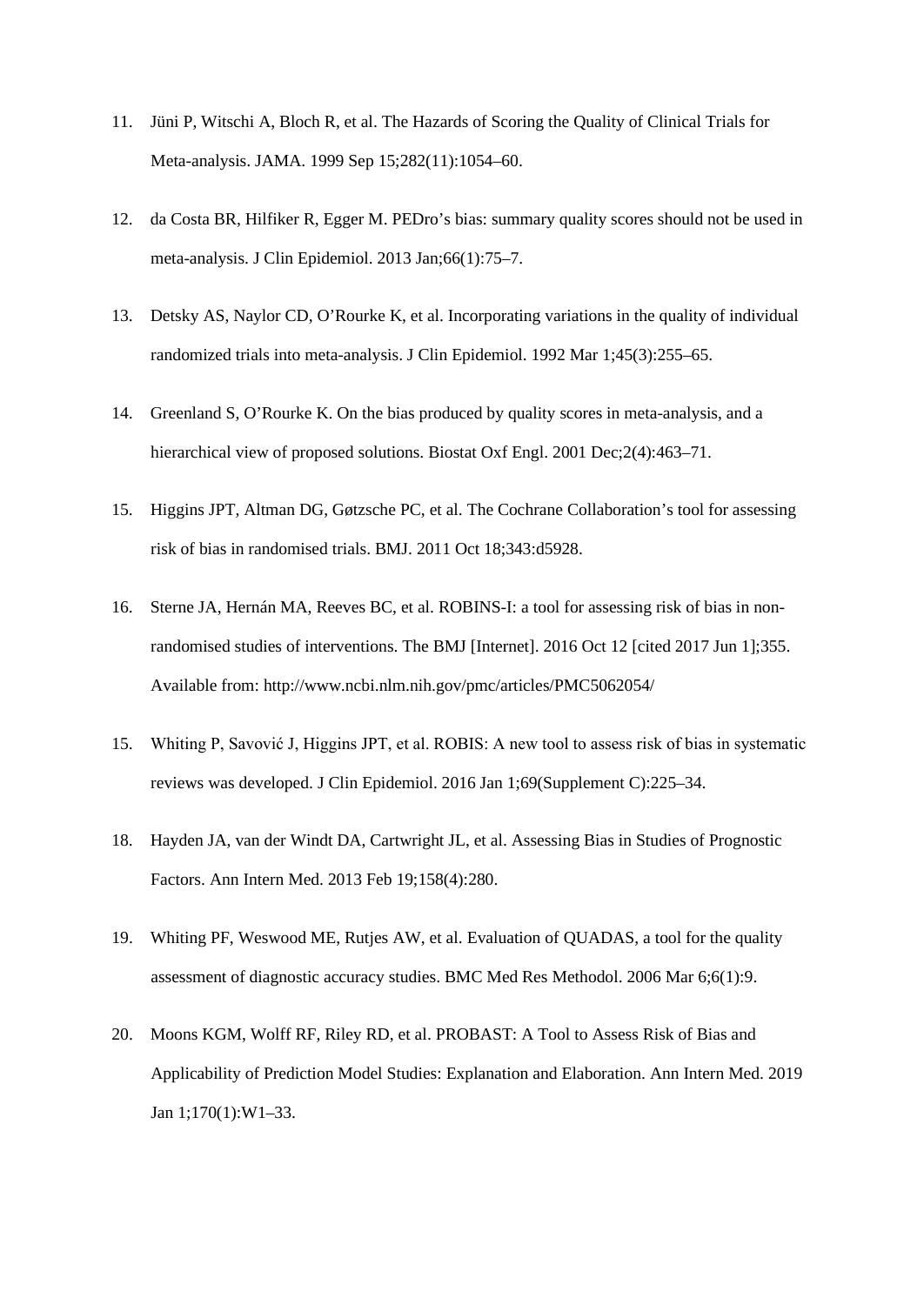11. Jüni P, Witschi A, Bloch R, et al. The Hazards of Scoring the Quality of Clinical Trials for Meta-analysis. JAMA. 1999 Sep 15;282(11):1054–60.

12. da Costa BR, Hilfiker R, Egger M. PEDro's bias: summary quality scores should not be used in meta-analysis. J Clin Epidemiol. 2013 Jan;66(1):75–7.

13. Detsky AS, Naylor CD, O'Rourke K, et al. Incorporating variations in the quality of individual randomized trials into meta-analysis. J Clin Epidemiol. 1992 Mar 1;45(3):255–65.

14. Greenland S, O'Rourke K. On the bias produced by quality scores in meta-analysis, and a hierarchical view of proposed solutions. Biostat Oxf Engl. 2001 Dec;2(4):463–71.

15. Higgins JPT, Altman DG, Gøtzsche PC, et al. The Cochrane Collaboration's tool for assessing risk of bias in randomised trials. BMJ. 2011 Oct 18;343:d5928.

16. Sterne JA, Hernán MA, Reeves BC, et al. ROBINS-I: a tool for assessing risk of bias in non-randomised studies of interventions. The BMJ [Internet]. 2016 Oct 12 [cited 2017 Jun 1];355. Available from: http://www.ncbi.nlm.nih.gov/pmc/articles/PMC5062054/

15. Whiting P, Savović J, Higgins JPT, et al. ROBIS: A new tool to assess risk of bias in systematic reviews was developed. J Clin Epidemiol. 2016 Jan 1;69(Supplement C):225–34.

18. Hayden JA, van der Windt DA, Cartwright JL, et al. Assessing Bias in Studies of Prognostic Factors. Ann Intern Med. 2013 Feb 19;158(4):280.

19. Whiting PF, Weswood ME, Rutjes AW, et al. Evaluation of QUADAS, a tool for the quality assessment of diagnostic accuracy studies. BMC Med Res Methodol. 2006 Mar 6;6(1):9.

20. Moons KGM, Wolff RF, Riley RD, et al. PROBAST: A Tool to Assess Risk of Bias and Applicability of Prediction Model Studies: Explanation and Elaboration. Ann Intern Med. 2019 Jan 1;170(1):W1–33.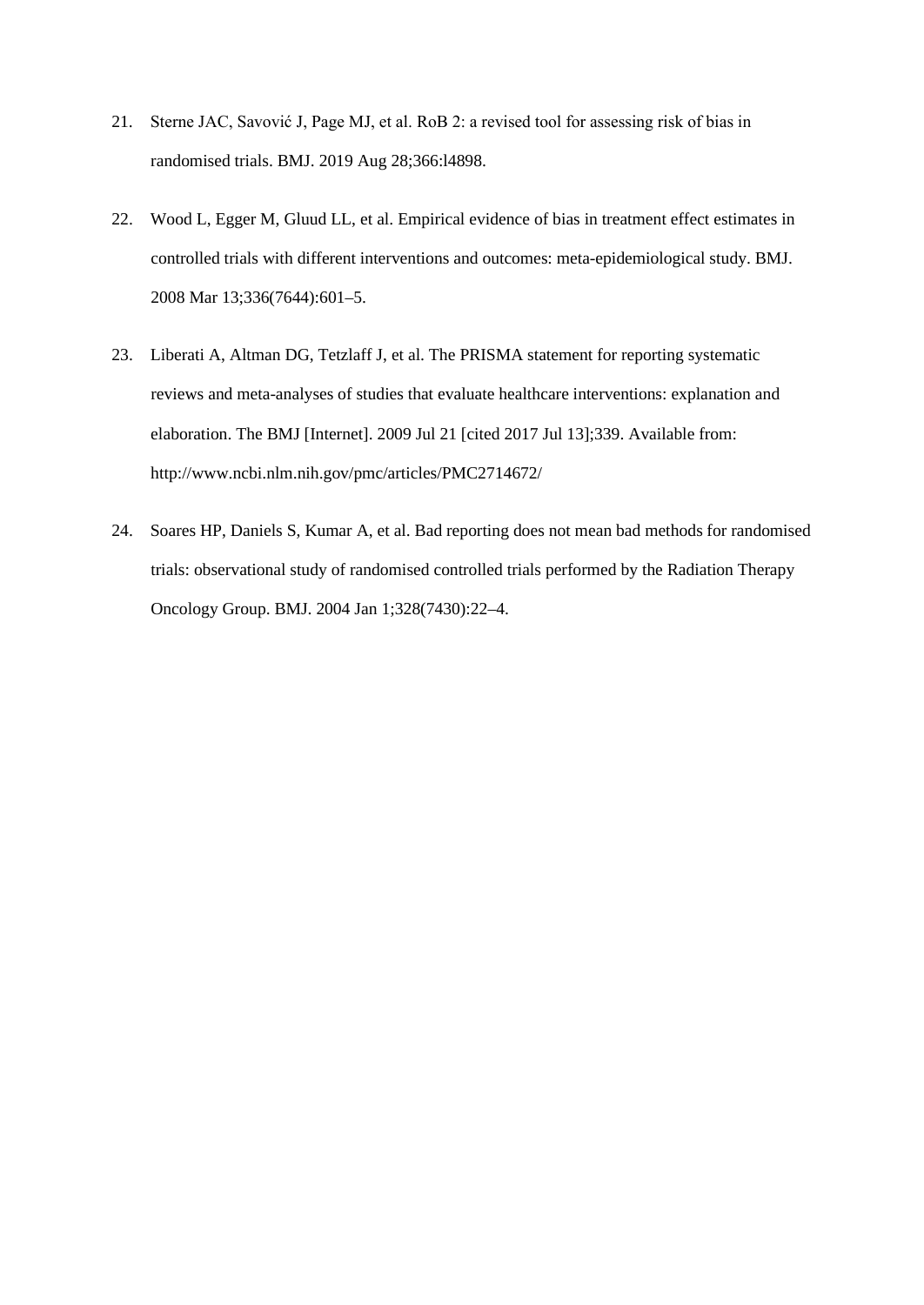21. Sterne JAC, Savović J, Page MJ, et al. RoB 2: a revised tool for assessing risk of bias in randomised trials. BMJ. 2019 Aug 28;366:l4898.

22. Wood L, Egger M, Gluud LL, et al. Empirical evidence of bias in treatment effect estimates in controlled trials with different interventions and outcomes: meta-epidemiological study. BMJ. 2008 Mar 13;336(7644):601–5.

23. Liberati A, Altman DG, Tetzlaff J, et al. The PRISMA statement for reporting systematic reviews and meta-analyses of studies that evaluate healthcare interventions: explanation and elaboration. The BMJ [Internet]. 2009 Jul 21 [cited 2017 Jul 13];339. Available from: http://www.ncbi.nlm.nih.gov/pmc/articles/PMC2714672/

24. Soares HP, Daniels S, Kumar A, et al. Bad reporting does not mean bad methods for randomised trials: observational study of randomised controlled trials performed by the Radiation Therapy Oncology Group. BMJ. 2004 Jan 1;328(7430):22–4.